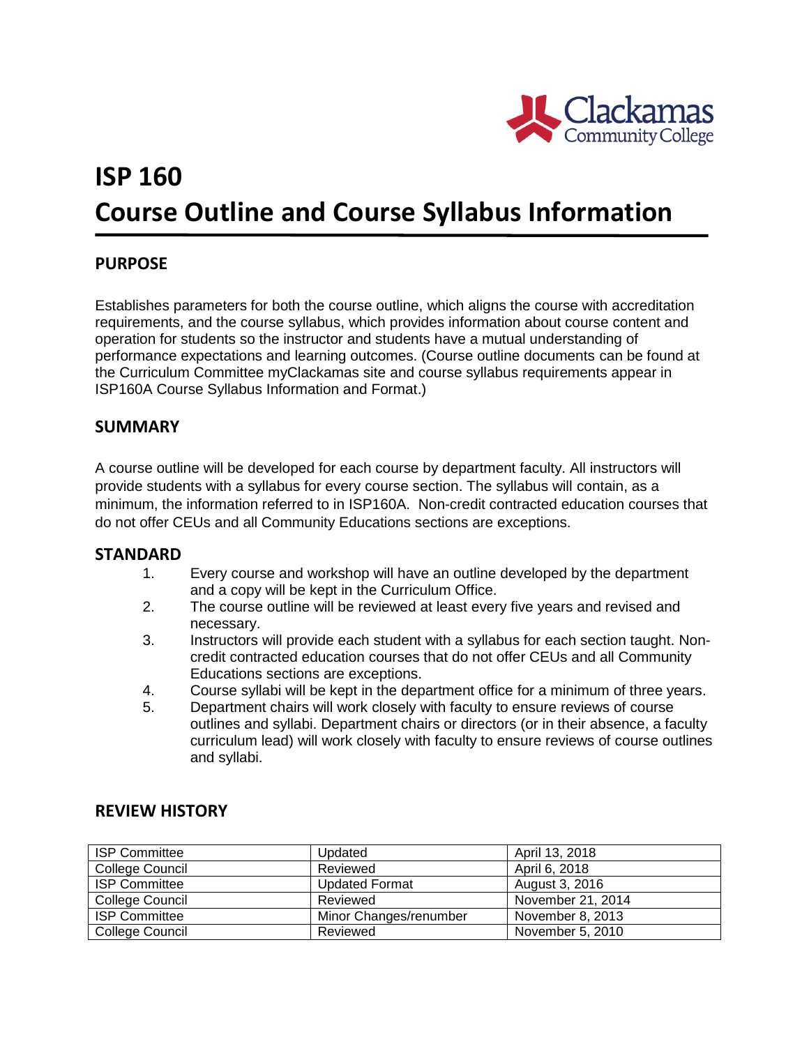# ISP 160
# Course Outline and Course Syllabus Information

## PURPOSE

Establishes parameters for both the course outline, which aligns the course with accreditation requirements, and the course syllabus, which provides information about course content and operation for students so the instructor and students have a mutual understanding of performance expectations and learning outcomes. (Course outline documents can be found at the Curriculum Committee myClackamas site and course syllabus requirements appear in ISP160A Course Syllabus Information and Format.)

## SUMMARY

A course outline will be developed for each course by department faculty. All instructors will provide students with a syllabus for every course section. The syllabus will contain, as a minimum, the information referred to in ISP160A. Non-credit contracted education courses that do not offer CEUs and all Community Educations sections are exceptions.

## STANDARD

1. Every course and workshop will have an outline developed by the department and a copy will be kept in the Curriculum Office.
2. The course outline will be reviewed at least every five years and revised and necessary.
3. Instructors will provide each student with a syllabus for each section taught. Non-credit contracted education courses that do not offer CEUs and all Community Educations sections are exceptions.
4. Course syllabi will be kept in the department office for a minimum of three years.
5. Department chairs will work closely with faculty to ensure reviews of course outlines and syllabi. Department chairs or directors (or in their absence, a faculty curriculum lead) will work closely with faculty to ensure reviews of course outlines and syllabi.

## REVIEW HISTORY

| | | |
|---|---|---|
| ISP Committee | Updated | April 13, 2018 |
| College Council | Reviewed | April 6, 2018 |
| ISP Committee | Updated Format | August 3, 2016 |
| College Council | Reviewed | November 21, 2014 |
| ISP Committee | Minor Changes/renumber | November 8, 2013 |
| College Council | Reviewed | November 5, 2010 |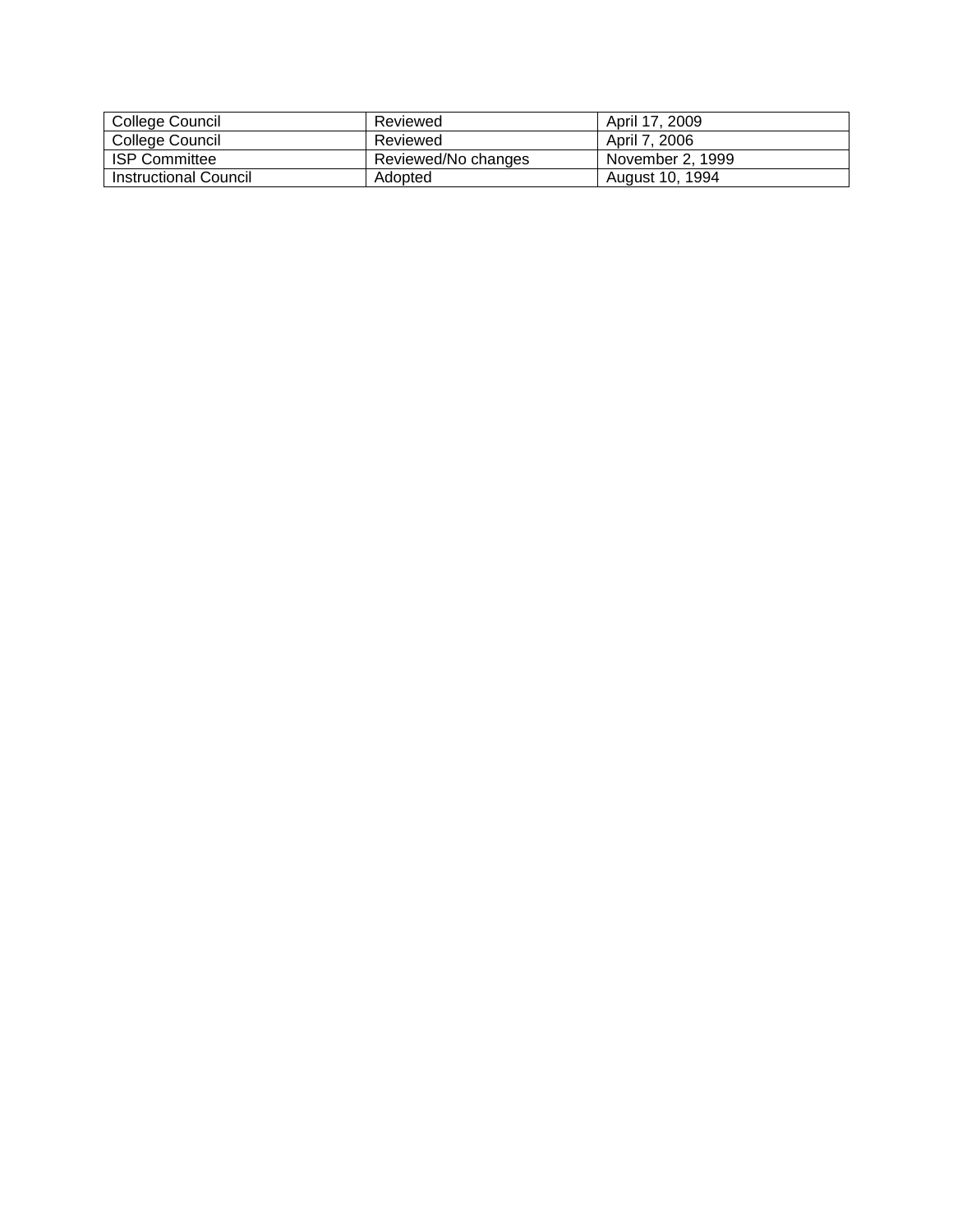| | | |
|---|---|---|
| College Council | Reviewed | April 17, 2009 |
| College Council | Reviewed | April 7, 2006 |
| ISP Committee | Reviewed/No changes | November 2, 1999 |
| Instructional Council | Adopted | August 10, 1994 |